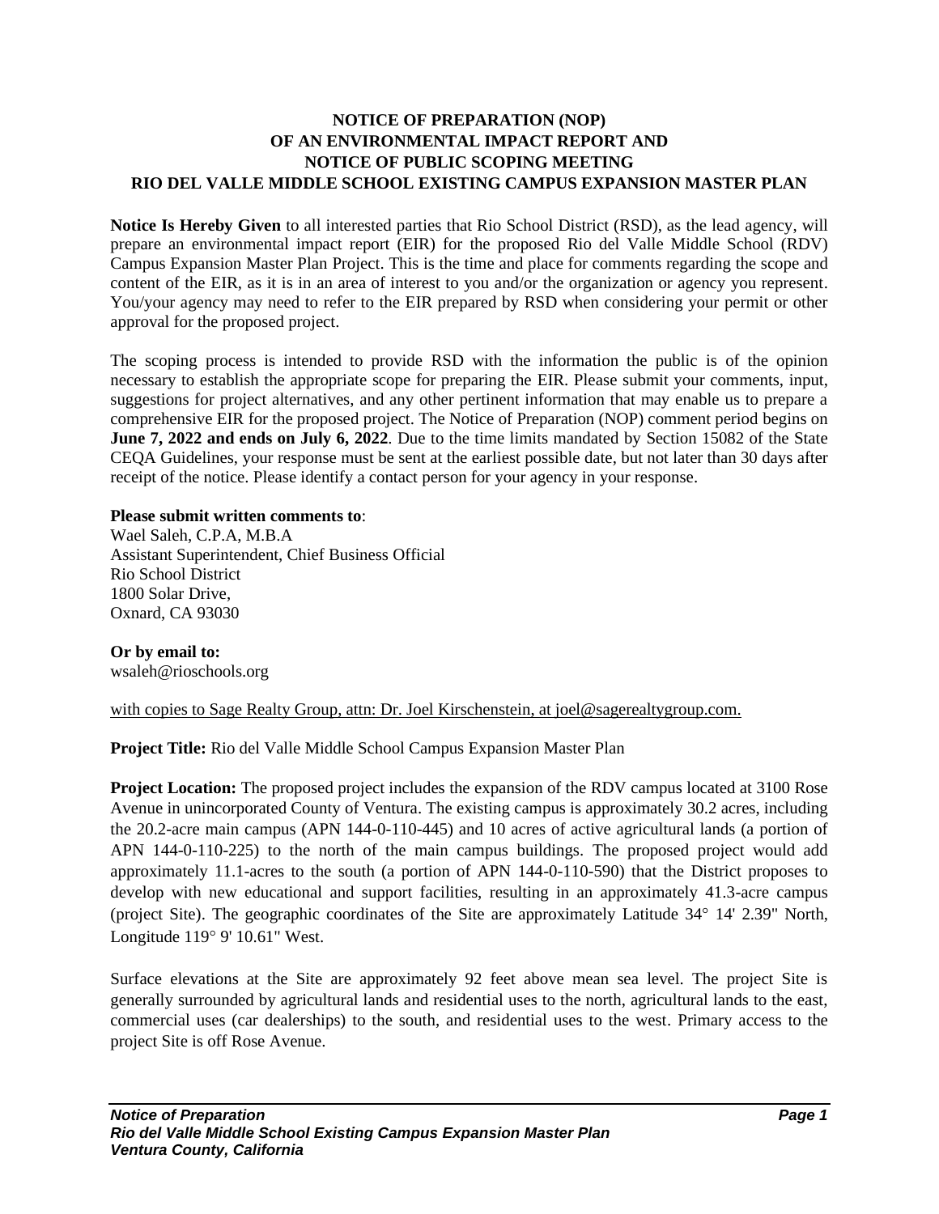# NOTICE OF PREPARATION (NOP) OF AN ENVIRONMENTAL IMPACT REPORT AND NOTICE OF PUBLIC SCOPING MEETING RIO DEL VALLE MIDDLE SCHOOL EXISTING CAMPUS EXPANSION MASTER PLAN

**Notice Is Hereby Given** to all interested parties that Rio School District (RSD), as the lead agency, will prepare an environmental impact report (EIR) for the proposed Rio del Valle Middle School (RDV) Campus Expansion Master Plan Project. This is the time and place for comments regarding the scope and content of the EIR, as it is in an area of interest to you and/or the organization or agency you represent. You/your agency may need to refer to the EIR prepared by RSD when considering your permit or other approval for the proposed project.

The scoping process is intended to provide RSD with the information the public is of the opinion necessary to establish the appropriate scope for preparing the EIR. Please submit your comments, input, suggestions for project alternatives, and any other pertinent information that may enable us to prepare a comprehensive EIR for the proposed project. The Notice of Preparation (NOP) comment period begins on **June 7, 2022 and ends on July 6, 2022**. Due to the time limits mandated by Section 15082 of the State CEQA Guidelines, your response must be sent at the earliest possible date, but not later than 30 days after receipt of the notice. Please identify a contact person for your agency in your response.

**Please submit written comments to**:
Wael Saleh, C.P.A, M.B.A
Assistant Superintendent, Chief Business Official
Rio School District
1800 Solar Drive,
Oxnard, CA 93030

**Or by email to:**
wsaleh@rioschools.org

with copies to Sage Realty Group, attn: Dr. Joel Kirschenstein, at joel@sagerealtygroup.com.

**Project Title:** Rio del Valle Middle School Campus Expansion Master Plan

**Project Location:** The proposed project includes the expansion of the RDV campus located at 3100 Rose Avenue in unincorporated County of Ventura. The existing campus is approximately 30.2 acres, including the 20.2-acre main campus (APN 144-0-110-445) and 10 acres of active agricultural lands (a portion of APN 144-0-110-225) to the north of the main campus buildings. The proposed project would add approximately 11.1-acres to the south (a portion of APN 144-0-110-590) that the District proposes to develop with new educational and support facilities, resulting in an approximately 41.3-acre campus (project Site). The geographic coordinates of the Site are approximately Latitude 34° 14' 2.39" North, Longitude 119° 9' 10.61" West.

Surface elevations at the Site are approximately 92 feet above mean sea level. The project Site is generally surrounded by agricultural lands and residential uses to the north, agricultural lands to the east, commercial uses (car dealerships) to the south, and residential uses to the west. Primary access to the project Site is off Rose Avenue.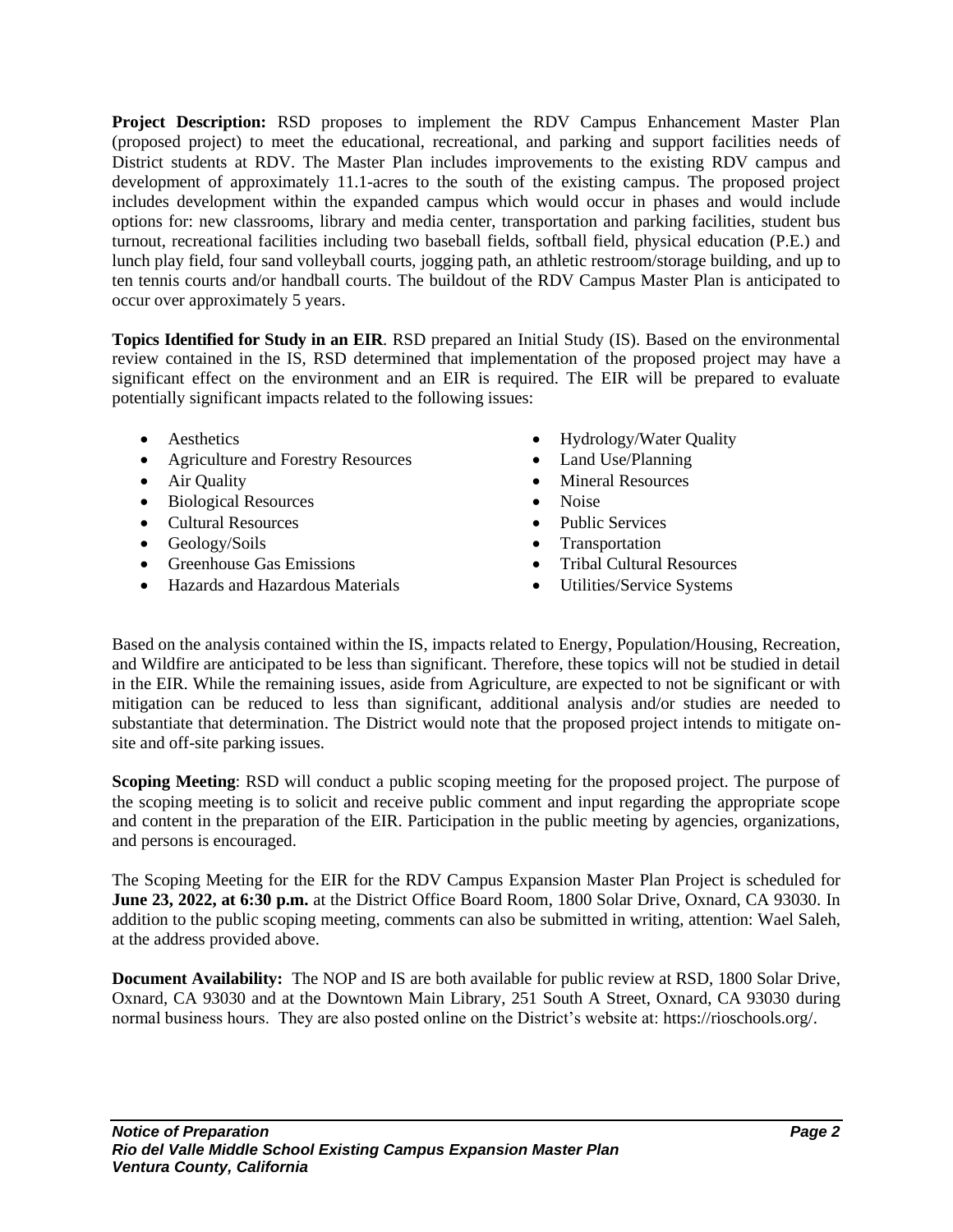**Project Description:** RSD proposes to implement the RDV Campus Enhancement Master Plan (proposed project) to meet the educational, recreational, and parking and support facilities needs of District students at RDV. The Master Plan includes improvements to the existing RDV campus and development of approximately 11.1-acres to the south of the existing campus. The proposed project includes development within the expanded campus which would occur in phases and would include options for: new classrooms, library and media center, transportation and parking facilities, student bus turnout, recreational facilities including two baseball fields, softball field, physical education (P.E.) and lunch play field, four sand volleyball courts, jogging path, an athletic restroom/storage building, and up to ten tennis courts and/or handball courts. The buildout of the RDV Campus Master Plan is anticipated to occur over approximately 5 years.

**Topics Identified for Study in an EIR**. RSD prepared an Initial Study (IS). Based on the environmental review contained in the IS, RSD determined that implementation of the proposed project may have a significant effect on the environment and an EIR is required. The EIR will be prepared to evaluate potentially significant impacts related to the following issues:

- Aesthetics
- Agriculture and Forestry Resources
- Air Quality
- Biological Resources
- Cultural Resources
- Geology/Soils
- Greenhouse Gas Emissions
- Hazards and Hazardous Materials
- Hydrology/Water Quality
- Land Use/Planning
- Mineral Resources
- Noise
- Public Services
- Transportation
- Tribal Cultural Resources
- Utilities/Service Systems

Based on the analysis contained within the IS, impacts related to Energy, Population/Housing, Recreation, and Wildfire are anticipated to be less than significant. Therefore, these topics will not be studied in detail in the EIR. While the remaining issues, aside from Agriculture, are expected to not be significant or with mitigation can be reduced to less than significant, additional analysis and/or studies are needed to substantiate that determination. The District would note that the proposed project intends to mitigate on-site and off-site parking issues.

**Scoping Meeting**: RSD will conduct a public scoping meeting for the proposed project. The purpose of the scoping meeting is to solicit and receive public comment and input regarding the appropriate scope and content in the preparation of the EIR. Participation in the public meeting by agencies, organizations, and persons is encouraged.

The Scoping Meeting for the EIR for the RDV Campus Expansion Master Plan Project is scheduled for **June 23, 2022, at 6:30 p.m.** at the District Office Board Room, 1800 Solar Drive, Oxnard, CA 93030. In addition to the public scoping meeting, comments can also be submitted in writing, attention: Wael Saleh, at the address provided above.

**Document Availability:** The NOP and IS are both available for public review at RSD, 1800 Solar Drive, Oxnard, CA 93030 and at the Downtown Main Library, 251 South A Street, Oxnard, CA 93030 during normal business hours. They are also posted online on the District's website at: https://rioschools.org/.